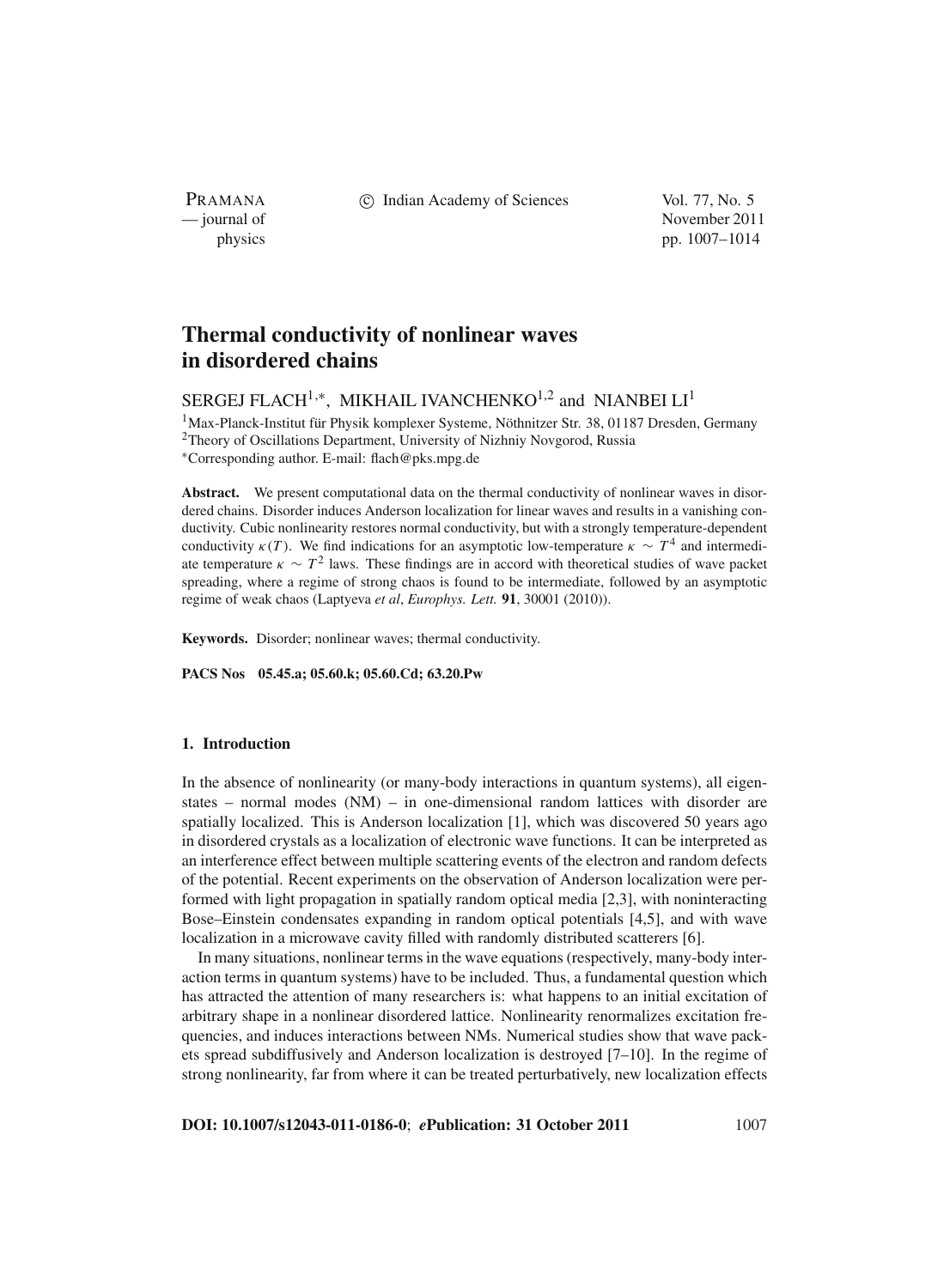# Thermal conductivity of nonlinear waves in disordered chains

SERGEJ FLACH[1,*], MIKHAIL IVANCHENKO[1,2] and NIANBEI LI[1]

[1]Max-Planck-Institut für Physik komplexer Systeme, Nöthnitzer Str. 38, 01187 Dresden, Germany
[2]Theory of Oscillations Department, University of Nizhniy Novgorod, Russia
[*]Corresponding author. E-mail: flach@pks.mpg.de

**Abstract.** We present computational data on the thermal conductivity of nonlinear waves in disordered chains. Disorder induces Anderson localization for linear waves and results in a vanishing conductivity. Cubic nonlinearity restores normal conductivity, but with a strongly temperature-dependent conductivity $\kappa(T)$. We find indications for an asymptotic low-temperature $\kappa \sim T^4$ and intermediate temperature $\kappa \sim T^2$ laws. These findings are in accord with theoretical studies of wave packet spreading, where a regime of strong chaos is found to be intermediate, followed by an asymptotic regime of weak chaos (Laptyeva *et al*, *Europhys. Lett.* **91**, 30001 (2010)).

**Keywords.** Disorder; nonlinear waves; thermal conductivity.

**PACS Nos** **05.45.a; 05.60.k; 05.60.Cd; 63.20.Pw**

## 1. Introduction

In the absence of nonlinearity (or many-body interactions in quantum systems), all eigenstates – normal modes (NM) – in one-dimensional random lattices with disorder are spatially localized. This is Anderson localization [1], which was discovered 50 years ago in disordered crystals as a localization of electronic wave functions. It can be interpreted as an interference effect between multiple scattering events of the electron and random defects of the potential. Recent experiments on the observation of Anderson localization were performed with light propagation in spatially random optical media [2,3], with noninteracting Bose–Einstein condensates expanding in random optical potentials [4,5], and with wave localization in a microwave cavity filled with randomly distributed scatterers [6].

In many situations, nonlinear terms in the wave equations (respectively, many-body interaction terms in quantum systems) have to be included. Thus, a fundamental question which has attracted the attention of many researchers is: what happens to an initial excitation of arbitrary shape in a nonlinear disordered lattice. Nonlinearity renormalizes excitation frequencies, and induces interactions between NMs. Numerical studies show that wave packets spread subdiffusively and Anderson localization is destroyed [7–10]. In the regime of strong nonlinearity, far from where it can be treated perturbatively, new localization effects

**DOI: 10.1007/s12043-011-0186-0**; ***e*Publication: 31 October 2011**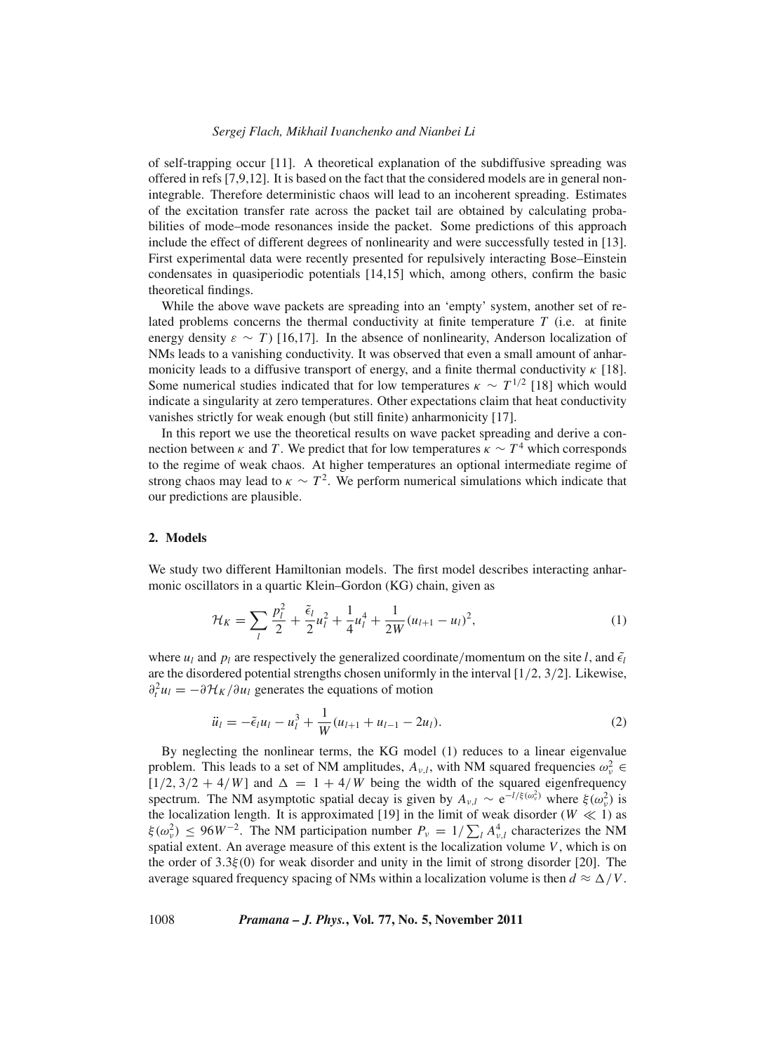of self-trapping occur [11]. A theoretical explanation of the subdiffusive spreading was offered in refs [7,9,12]. It is based on the fact that the considered models are in general non-integrable. Therefore deterministic chaos will lead to an incoherent spreading. Estimates of the excitation transfer rate across the packet tail are obtained by calculating probabilities of mode–mode resonances inside the packet. Some predictions of this approach include the effect of different degrees of nonlinearity and were successfully tested in [13]. First experimental data were recently presented for repulsively interacting Bose–Einstein condensates in quasiperiodic potentials [14,15] which, among others, confirm the basic theoretical findings.

While the above wave packets are spreading into an 'empty' system, another set of related problems concerns the thermal conductivity at finite temperature $T$ (i.e. at finite energy density $\varepsilon \sim T$) [16,17]. In the absence of nonlinearity, Anderson localization of NMs leads to a vanishing conductivity. It was observed that even a small amount of anharmonicity leads to a diffusive transport of energy, and a finite thermal conductivity $\kappa$ [18]. Some numerical studies indicated that for low temperatures $\kappa \sim T^{1/2}$ [18] which would indicate a singularity at zero temperatures. Other expectations claim that heat conductivity vanishes strictly for weak enough (but still finite) anharmonicity [17].

In this report we use the theoretical results on wave packet spreading and derive a connection between $\kappa$ and $T$. We predict that for low temperatures $\kappa \sim T^4$ which corresponds to the regime of weak chaos. At higher temperatures an optional intermediate regime of strong chaos may lead to $\kappa \sim T^2$. We perform numerical simulations which indicate that our predictions are plausible.

## 2. Models

We study two different Hamiltonian models. The first model describes interacting anharmonic oscillators in a quartic Klein–Gordon (KG) chain, given as

$$\mathcal{H}_K = \sum_l \frac{p_l^2}{2} + \frac{\tilde{\epsilon}_l}{2}u_l^2 + \frac{1}{4}u_l^4 + \frac{1}{2W}(u_{l+1} - u_l)^2, \tag{1}$$

where $u_l$ and $p_l$ are respectively the generalized coordinate/momentum on the site $l$, and $\tilde{\epsilon}_l$ are the disordered potential strengths chosen uniformly in the interval $[1/2, 3/2]$. Likewise, $\partial_t^2 u_l = -\partial \mathcal{H}_K / \partial u_l$ generates the equations of motion

$$\ddot{u}_l = -\tilde{\epsilon}_l u_l - u_l^3 + \frac{1}{W}(u_{l+1} + u_{l-1} - 2u_l). \tag{2}$$

By neglecting the nonlinear terms, the KG model (1) reduces to a linear eigenvalue problem. This leads to a set of NM amplitudes, $A_{\nu,l}$, with NM squared frequencies $\omega_\nu^2 \in [1/2, 3/2 + 4/W]$ and $\Delta = 1 + 4/W$ being the width of the squared eigenfrequency spectrum. The NM asymptotic spatial decay is given by $A_{\nu,l} \sim \mathrm{e}^{-l/\xi(\omega_\nu^2)}$ where $\xi(\omega_\nu^2)$ is the localization length. It is approximated [19] in the limit of weak disorder ($W \ll 1$) as $\xi(\omega_\nu^2) \leq 96W^{-2}$. The NM participation number $P_\nu = 1/\sum_l A_{\nu,l}^4$ characterizes the NM spatial extent. An average measure of this extent is the localization volume $V$, which is on the order of $3.3\xi(0)$ for weak disorder and unity in the limit of strong disorder [20]. The average squared frequency spacing of NMs within a localization volume is then $d \approx \Delta/V$.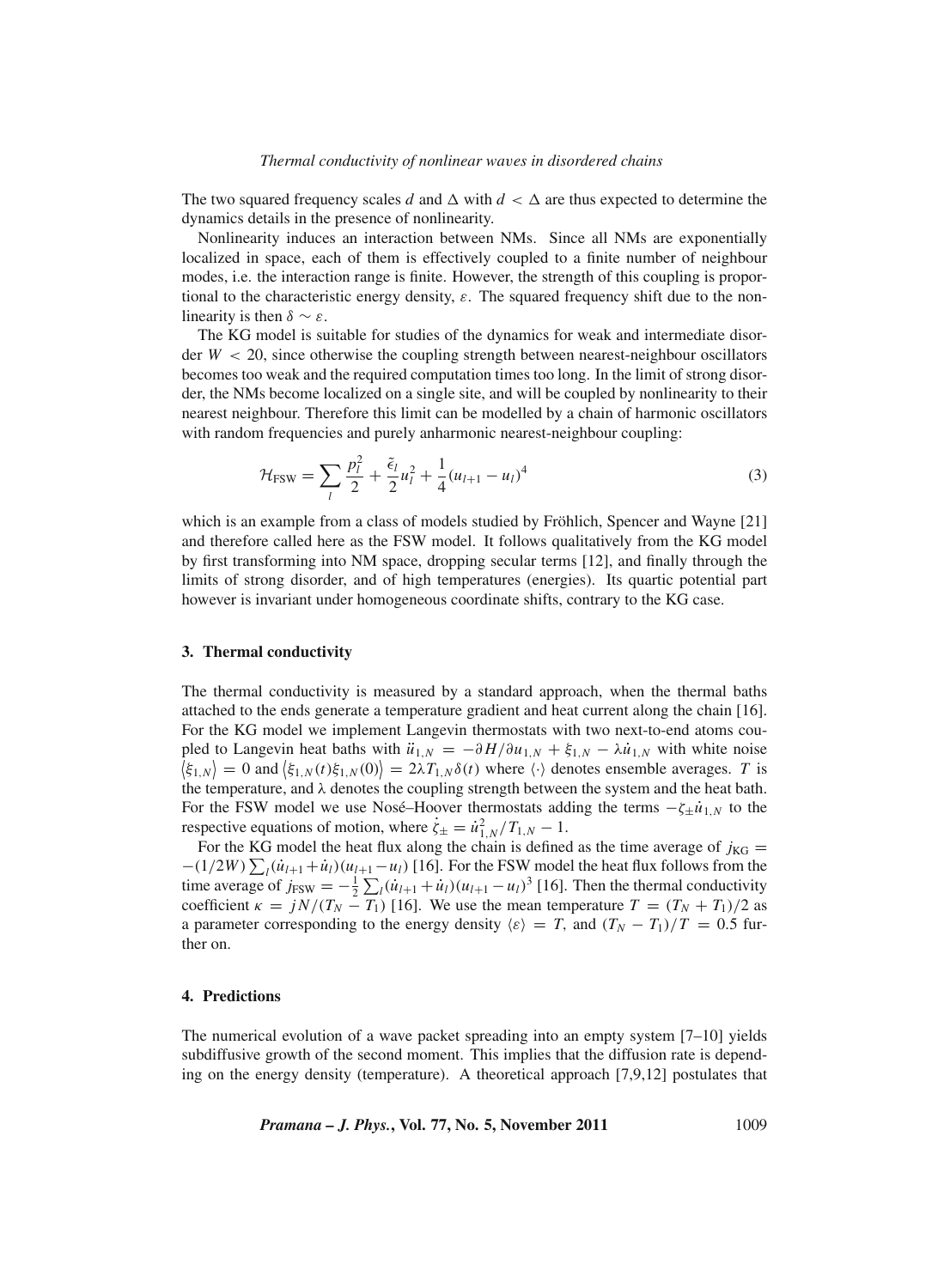The two squared frequency scales $d$ and $\Delta$ with $d < \Delta$ are thus expected to determine the dynamics details in the presence of nonlinearity.

Nonlinearity induces an interaction between NMs. Since all NMs are exponentially localized in space, each of them is effectively coupled to a finite number of neighbour modes, i.e. the interaction range is finite. However, the strength of this coupling is proportional to the characteristic energy density, $\varepsilon$. The squared frequency shift due to the nonlinearity is then $\delta \sim \varepsilon$.

The KG model is suitable for studies of the dynamics for weak and intermediate disorder $W < 20$, since otherwise the coupling strength between nearest-neighbour oscillators becomes too weak and the required computation times too long. In the limit of strong disorder, the NMs become localized on a single site, and will be coupled by nonlinearity to their nearest neighbour. Therefore this limit can be modelled by a chain of harmonic oscillators with random frequencies and purely anharmonic nearest-neighbour coupling:

$$\mathcal{H}_{\mathrm{FSW}} = \sum_l \frac{p_l^2}{2} + \frac{\tilde{\epsilon}_l}{2} u_l^2 + \frac{1}{4}(u_{l+1} - u_l)^4 \tag{3}$$

which is an example from a class of models studied by Fröhlich, Spencer and Wayne [21] and therefore called here as the FSW model. It follows qualitatively from the KG model by first transforming into NM space, dropping secular terms [12], and finally through the limits of strong disorder, and of high temperatures (energies). Its quartic potential part however is invariant under homogeneous coordinate shifts, contrary to the KG case.

## 3. Thermal conductivity

The thermal conductivity is measured by a standard approach, when the thermal baths attached to the ends generate a temperature gradient and heat current along the chain [16]. For the KG model we implement Langevin thermostats with two next-to-end atoms coupled to Langevin heat baths with $\ddot{u}_{1,N} = -\partial H/\partial u_{1,N} + \xi_{1,N} - \lambda \dot{u}_{1,N}$ with white noise $\langle \xi_{1,N} \rangle = 0$ and $\langle \xi_{1,N}(t)\xi_{1,N}(0) \rangle = 2\lambda T_{1,N}\delta(t)$ where $\langle\cdot\rangle$ denotes ensemble averages. $T$ is the temperature, and $\lambda$ denotes the coupling strength between the system and the heat bath. For the FSW model we use Nosé–Hoover thermostats adding the terms $-\zeta_{\pm}\dot{u}_{1,N}$ to the respective equations of motion, where $\dot{\zeta}_{\pm} = \dot{u}_{1,N}^2/T_{1,N} - 1$.

For the KG model the heat flux along the chain is defined as the time average of $j_{\mathrm{KG}} = -(1/2W)\sum_l (\dot{u}_{l+1} + \dot{u}_l)(u_{l+1} - u_l)$ [16]. For the FSW model the heat flux follows from the time average of $j_{\mathrm{FSW}} = -\frac{1}{2}\sum_l (\dot{u}_{l+1} + \dot{u}_l)(u_{l+1} - u_l)^3$ [16]. Then the thermal conductivity coefficient $\kappa = jN/(T_N - T_1)$ [16]. We use the mean temperature $T = (T_N + T_1)/2$ as a parameter corresponding to the energy density $\langle \varepsilon \rangle = T$, and $(T_N - T_1)/T = 0.5$ further on.

## 4. Predictions

The numerical evolution of a wave packet spreading into an empty system [7–10] yields subdiffusive growth of the second moment. This implies that the diffusion rate is depending on the energy density (temperature). A theoretical approach [7,9,12] postulates that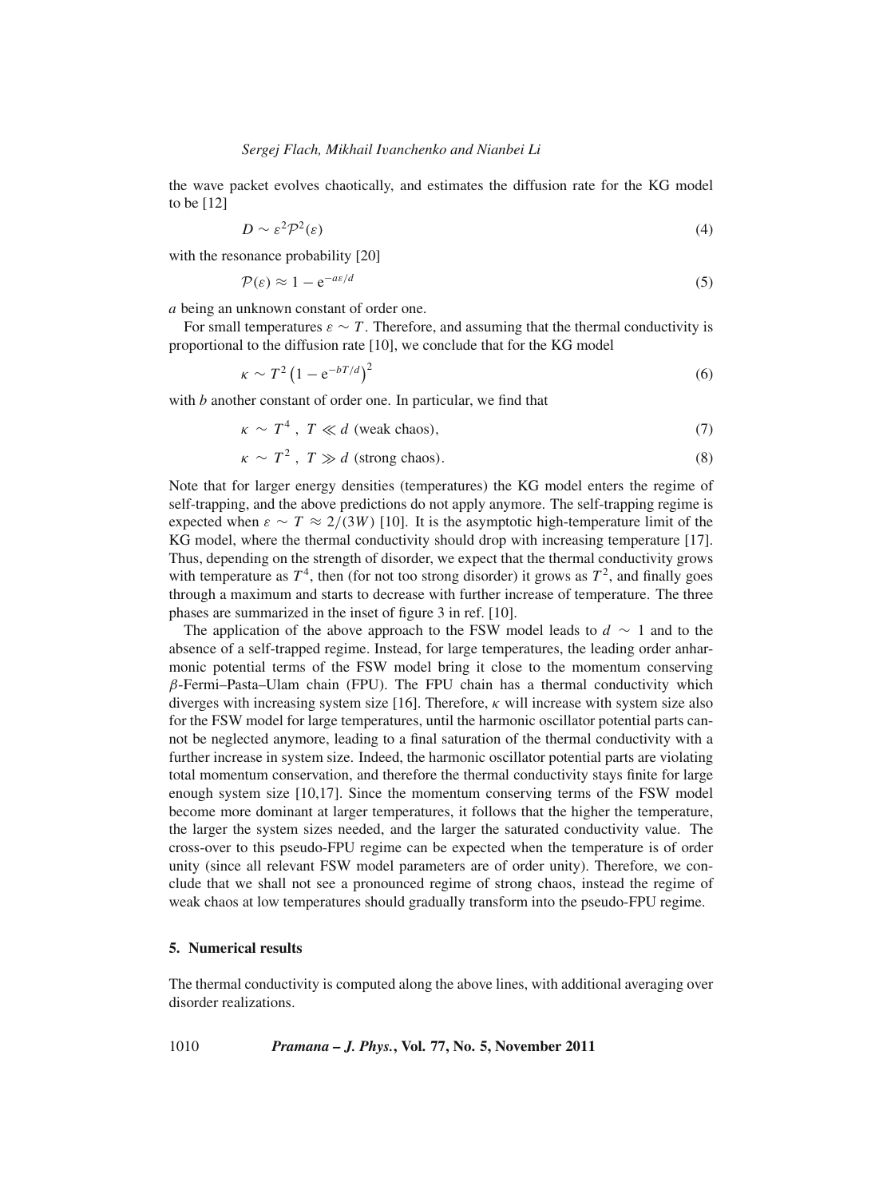the wave packet evolves chaotically, and estimates the diffusion rate for the KG model to be [12]

$$D \sim \varepsilon^2 \mathcal{P}^2(\varepsilon) \tag{4}$$

with the resonance probability [20]

$$\mathcal{P}(\varepsilon) \approx 1 - \mathrm{e}^{-a\varepsilon/d} \tag{5}$$

$a$ being an unknown constant of order one.

For small temperatures $\varepsilon \sim T$. Therefore, and assuming that the thermal conductivity is proportional to the diffusion rate [10], we conclude that for the KG model

$$\kappa \sim T^2 \left(1 - \mathrm{e}^{-bT/d}\right)^2 \tag{6}$$

with $b$ another constant of order one. In particular, we find that

$$\kappa \sim T^4 \;, \; T \ll d \text{ (weak chaos)}, \tag{7}$$

$$\kappa \sim T^2 \;, \; T \gg d \text{ (strong chaos)}. \tag{8}$$

Note that for larger energy densities (temperatures) the KG model enters the regime of self-trapping, and the above predictions do not apply anymore. The self-trapping regime is expected when $\varepsilon \sim T \approx 2/(3W)$ [10]. It is the asymptotic high-temperature limit of the KG model, where the thermal conductivity should drop with increasing temperature [17]. Thus, depending on the strength of disorder, we expect that the thermal conductivity grows with temperature as $T^4$, then (for not too strong disorder) it grows as $T^2$, and finally goes through a maximum and starts to decrease with further increase of temperature. The three phases are summarized in the inset of figure 3 in ref. [10].

The application of the above approach to the FSW model leads to $d \sim 1$ and to the absence of a self-trapped regime. Instead, for large temperatures, the leading order anharmonic potential terms of the FSW model bring it close to the momentum conserving $\beta$-Fermi–Pasta–Ulam chain (FPU). The FPU chain has a thermal conductivity which diverges with increasing system size [16]. Therefore, $\kappa$ will increase with system size also for the FSW model for large temperatures, until the harmonic oscillator potential parts cannot be neglected anymore, leading to a final saturation of the thermal conductivity with a further increase in system size. Indeed, the harmonic oscillator potential parts are violating total momentum conservation, and therefore the thermal conductivity stays finite for large enough system size [10,17]. Since the momentum conserving terms of the FSW model become more dominant at larger temperatures, it follows that the higher the temperature, the larger the system sizes needed, and the larger the saturated conductivity value. The cross-over to this pseudo-FPU regime can be expected when the temperature is of order unity (since all relevant FSW model parameters are of order unity). Therefore, we conclude that we shall not see a pronounced regime of strong chaos, instead the regime of weak chaos at low temperatures should gradually transform into the pseudo-FPU regime.

## 5. Numerical results

The thermal conductivity is computed along the above lines, with additional averaging over disorder realizations.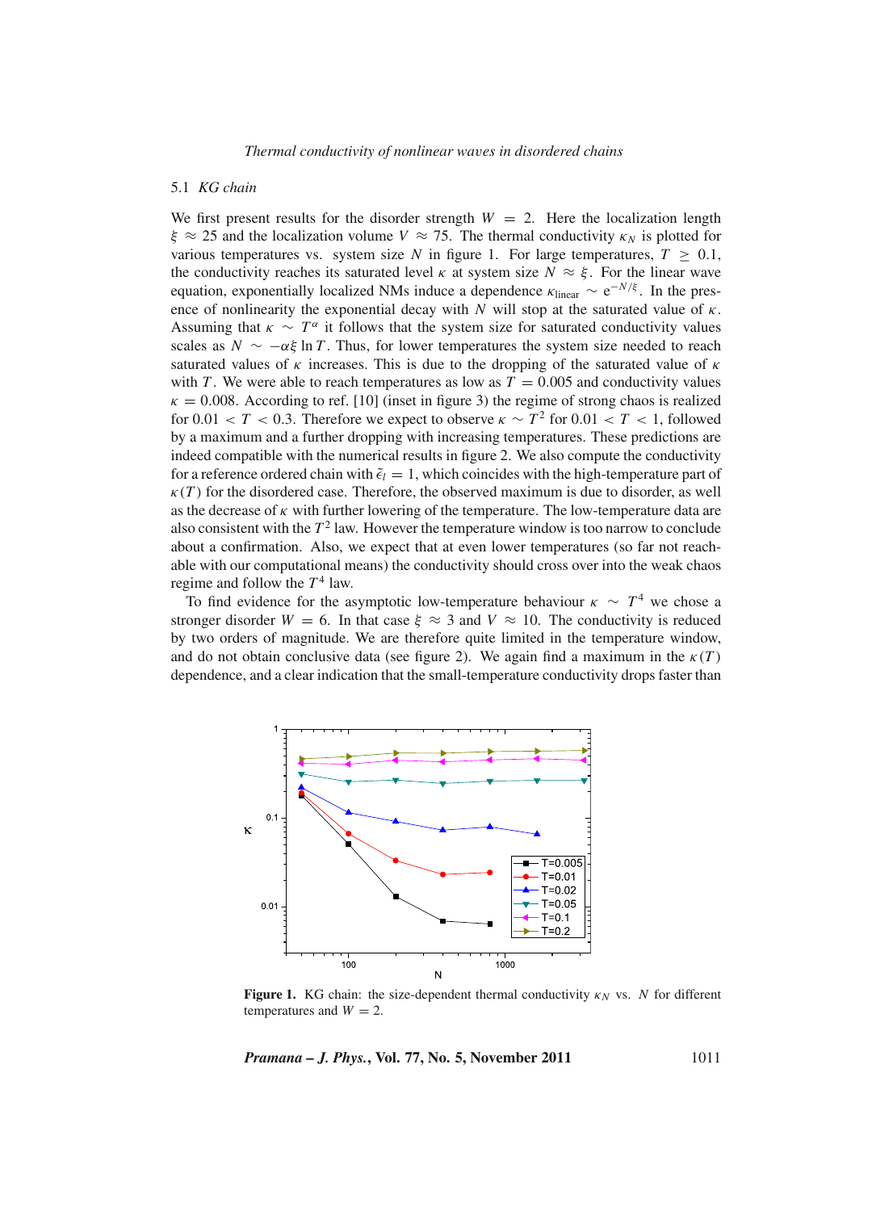### 5.1 *KG chain*

We first present results for the disorder strength $W = 2$. Here the localization length $\xi \approx 25$ and the localization volume $V \approx 75$. The thermal conductivity $\kappa_N$ is plotted for various temperatures vs. system size $N$ in figure 1. For large temperatures, $T \geq 0.1$, the conductivity reaches its saturated level $\kappa$ at system size $N \approx \xi$. For the linear wave equation, exponentially localized NMs induce a dependence $\kappa_{\text{linear}} \sim e^{-N/\xi}$. In the presence of nonlinearity the exponential decay with $N$ will stop at the saturated value of $\kappa$. Assuming that $\kappa \sim T^{\alpha}$ it follows that the system size for saturated conductivity values scales as $N \sim -\alpha\xi \ln T$. Thus, for lower temperatures the system size needed to reach saturated values of $\kappa$ increases. This is due to the dropping of the saturated value of $\kappa$ with $T$. We were able to reach temperatures as low as $T = 0.005$ and conductivity values $\kappa = 0.008$. According to ref. [10] (inset in figure 3) the regime of strong chaos is realized for $0.01 < T < 0.3$. Therefore we expect to observe $\kappa \sim T^2$ for $0.01 < T < 1$, followed by a maximum and a further dropping with increasing temperatures. These predictions are indeed compatible with the numerical results in figure 2. We also compute the conductivity for a reference ordered chain with $\tilde{\epsilon}_l = 1$, which coincides with the high-temperature part of $\kappa(T)$ for the disordered case. Therefore, the observed maximum is due to disorder, as well as the decrease of $\kappa$ with further lowering of the temperature. The low-temperature data are also consistent with the $T^2$ law. However the temperature window is too narrow to conclude about a confirmation. Also, we expect that at even lower temperatures (so far not reachable with our computational means) the conductivity should cross over into the weak chaos regime and follow the $T^4$ law.

To find evidence for the asymptotic low-temperature behaviour $\kappa \sim T^4$ we chose a stronger disorder $W = 6$. In that case $\xi \approx 3$ and $V \approx 10$. The conductivity is reduced by two orders of magnitude. We are therefore quite limited in the temperature window, and do not obtain conclusive data (see figure 2). We again find a maximum in the $\kappa(T)$ dependence, and a clear indication that the small-temperature conductivity drops faster than

**Figure 1.** KG chain: the size-dependent thermal conductivity $\kappa_N$ vs. $N$ for different temperatures and $W = 2$.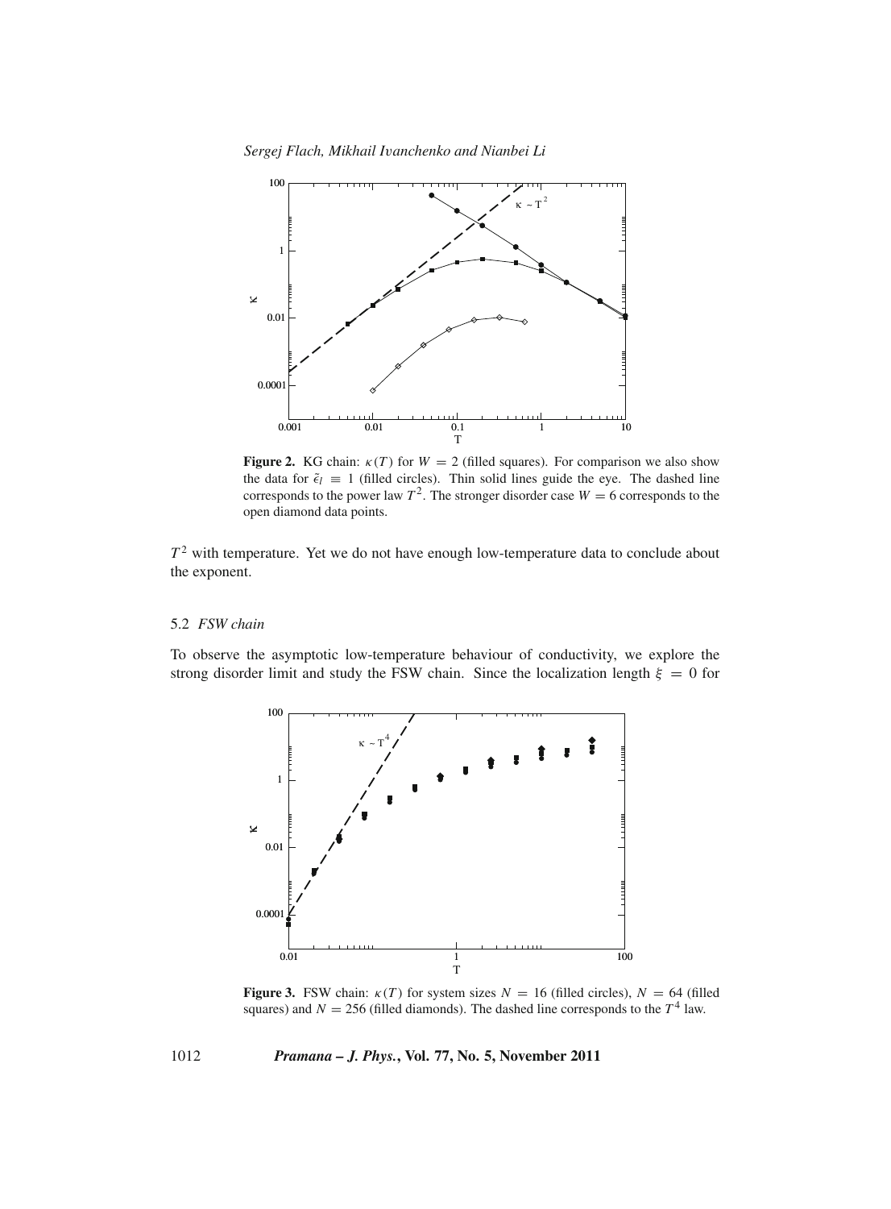**Figure 2.** KG chain: $\kappa(T)$ for $W = 2$ (filled squares). For comparison we also show the data for $\tilde{\epsilon}_l \equiv 1$ (filled circles). Thin solid lines guide the eye. The dashed line corresponds to the power law $T^2$. The stronger disorder case $W = 6$ corresponds to the open diamond data points.

$T^2$ with temperature. Yet we do not have enough low-temperature data to conclude about the exponent.

### 5.2 *FSW chain*

To observe the asymptotic low-temperature behaviour of conductivity, we explore the strong disorder limit and study the FSW chain. Since the localization length $\xi = 0$ for

**Figure 3.** FSW chain: $\kappa(T)$ for system sizes $N = 16$ (filled circles), $N = 64$ (filled squares) and $N = 256$ (filled diamonds). The dashed line corresponds to the $T^4$ law.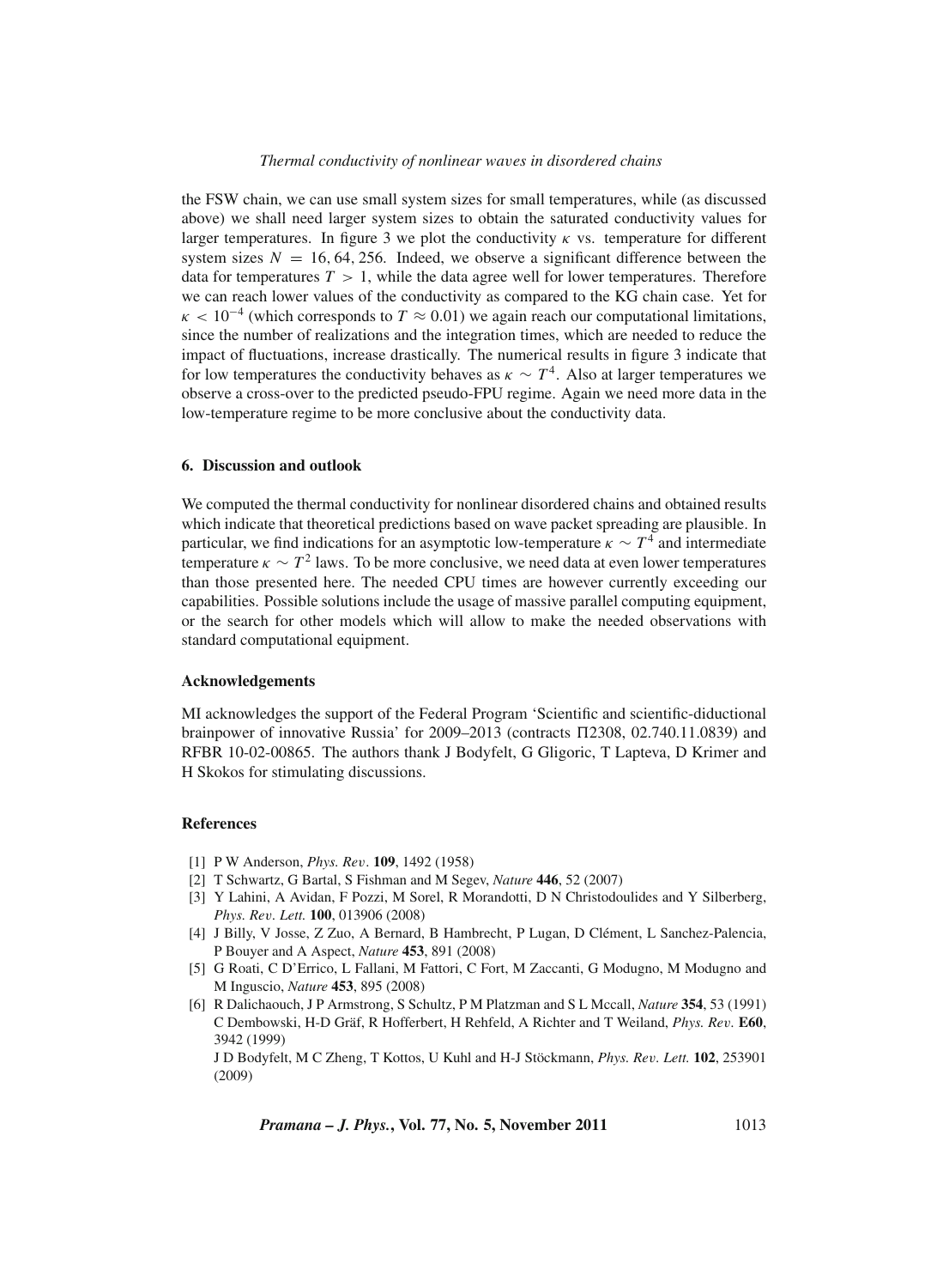the FSW chain, we can use small system sizes for small temperatures, while (as discussed above) we shall need larger system sizes to obtain the saturated conductivity values for larger temperatures. In figure 3 we plot the conductivity $\kappa$ vs. temperature for different system sizes $N = 16, 64, 256$. Indeed, we observe a significant difference between the data for temperatures $T > 1$, while the data agree well for lower temperatures. Therefore we can reach lower values of the conductivity as compared to the KG chain case. Yet for $\kappa < 10^{-4}$ (which corresponds to $T \approx 0.01$) we again reach our computational limitations, since the number of realizations and the integration times, which are needed to reduce the impact of fluctuations, increase drastically. The numerical results in figure 3 indicate that for low temperatures the conductivity behaves as $\kappa \sim T^4$. Also at larger temperatures we observe a cross-over to the predicted pseudo-FPU regime. Again we need more data in the low-temperature regime to be more conclusive about the conductivity data.

## 6. Discussion and outlook

We computed the thermal conductivity for nonlinear disordered chains and obtained results which indicate that theoretical predictions based on wave packet spreading are plausible. In particular, we find indications for an asymptotic low-temperature $\kappa \sim T^4$ and intermediate temperature $\kappa \sim T^2$ laws. To be more conclusive, we need data at even lower temperatures than those presented here. The needed CPU times are however currently exceeding our capabilities. Possible solutions include the usage of massive parallel computing equipment, or the search for other models which will allow to make the needed observations with standard computational equipment.

## Acknowledgements

MI acknowledges the support of the Federal Program 'Scientific and scientific-diductional brainpower of innovative Russia' for 2009–2013 (contracts П2308, 02.740.11.0839) and RFBR 10-02-00865. The authors thank J Bodyfelt, G Gligoric, T Lapteva, D Krimer and H Skokos for stimulating discussions.

## References

[1] P W Anderson, *Phys. Rev.* **109**, 1492 (1958)

[2] T Schwartz, G Bartal, S Fishman and M Segev, *Nature* **446**, 52 (2007)

[3] Y Lahini, A Avidan, F Pozzi, M Sorel, R Morandotti, D N Christodoulides and Y Silberberg, *Phys. Rev. Lett.* **100**, 013906 (2008)

[4] J Billy, V Josse, Z Zuo, A Bernard, B Hambrecht, P Lugan, D Clément, L Sanchez-Palencia, P Bouyer and A Aspect, *Nature* **453**, 891 (2008)

[5] G Roati, C D'Errico, L Fallani, M Fattori, C Fort, M Zaccanti, G Modugno, M Modugno and M Inguscio, *Nature* **453**, 895 (2008)

[6] R Dalichaouch, J P Armstrong, S Schultz, P M Platzman and S L Mccall, *Nature* **354**, 53 (1991)
C Dembowski, H-D Gräf, R Hofferbert, H Rehfeld, A Richter and T Weiland, *Phys. Rev.* **E60**, 3942 (1999)
J D Bodyfelt, M C Zheng, T Kottos, U Kuhl and H-J Stöckmann, *Phys. Rev. Lett.* **102**, 253901 (2009)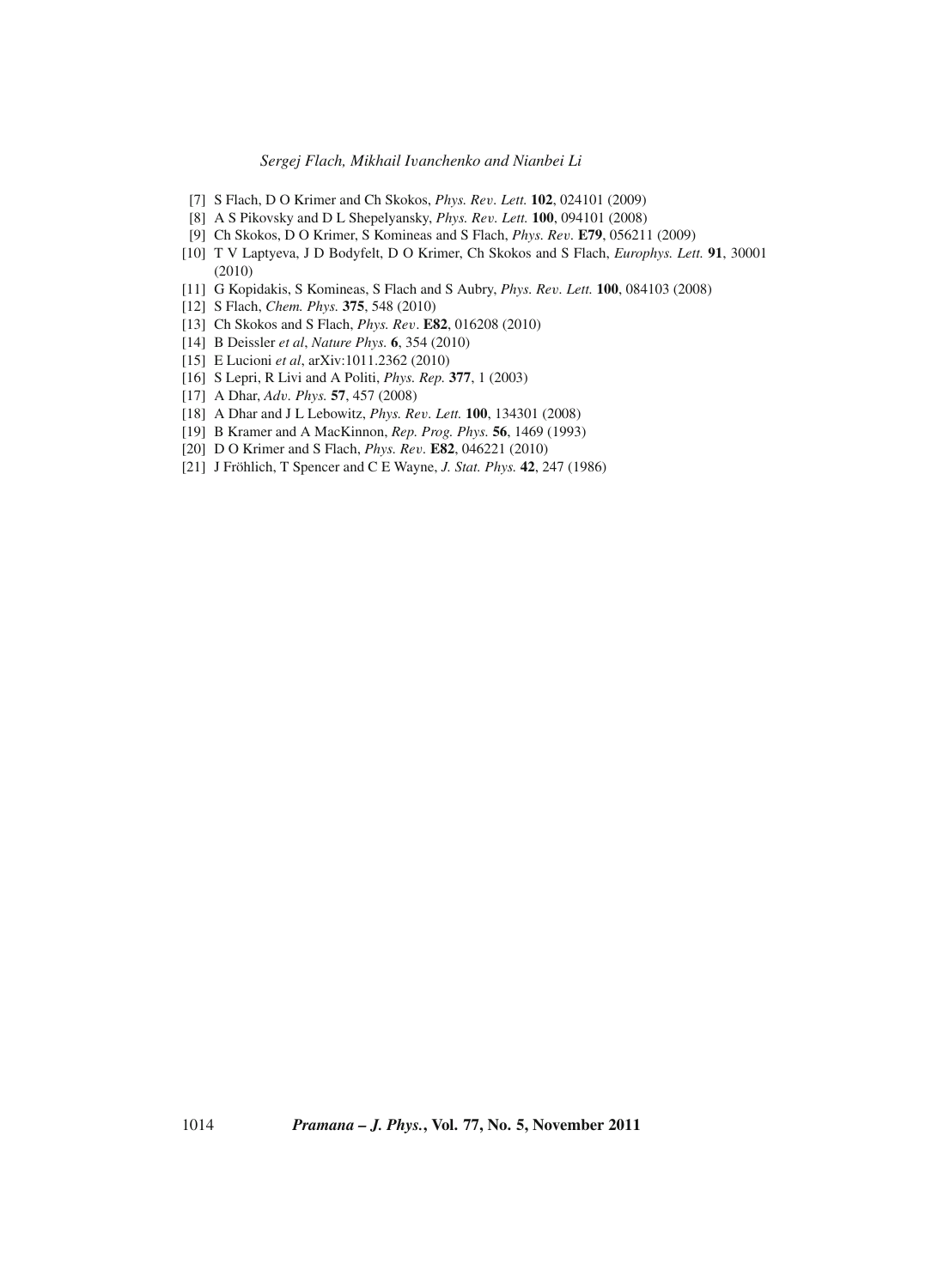[7] S Flach, D O Krimer and Ch Skokos, *Phys. Rev. Lett.* **102**, 024101 (2009)

[8] A S Pikovsky and D L Shepelyansky, *Phys. Rev. Lett.* **100**, 094101 (2008)

[9] Ch Skokos, D O Krimer, S Komineas and S Flach, *Phys. Rev.* **E79**, 056211 (2009)

[10] T V Laptyeva, J D Bodyfelt, D O Krimer, Ch Skokos and S Flach, *Europhys. Lett.* **91**, 30001 (2010)

[11] G Kopidakis, S Komineas, S Flach and S Aubry, *Phys. Rev. Lett.* **100**, 084103 (2008)

[12] S Flach, *Chem. Phys.* **375**, 548 (2010)

[13] Ch Skokos and S Flach, *Phys. Rev.* **E82**, 016208 (2010)

[14] B Deissler *et al*, *Nature Phys.* **6**, 354 (2010)

[15] E Lucioni *et al*, arXiv:1011.2362 (2010)

[16] S Lepri, R Livi and A Politi, *Phys. Rep.* **377**, 1 (2003)

[17] A Dhar, *Adv. Phys.* **57**, 457 (2008)

[18] A Dhar and J L Lebowitz, *Phys. Rev. Lett.* **100**, 134301 (2008)

[19] B Kramer and A MacKinnon, *Rep. Prog. Phys.* **56**, 1469 (1993)

[20] D O Krimer and S Flach, *Phys. Rev.* **E82**, 046221 (2010)

[21] J Fröhlich, T Spencer and C E Wayne, *J. Stat. Phys.* **42**, 247 (1986)